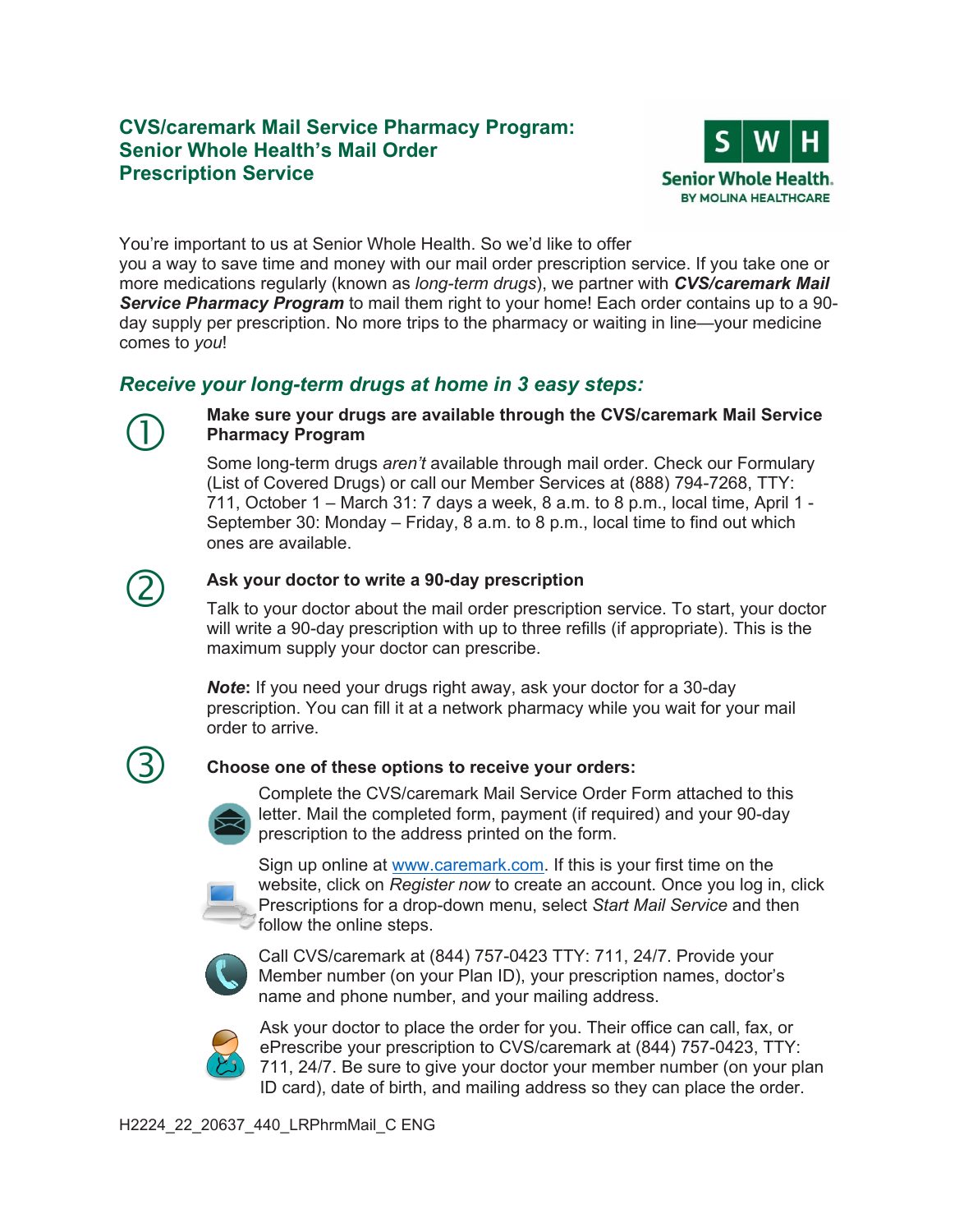# CVS/caremark Mail Service Pharmacy Program: Senior Whole Health's Mail Order Prescription Service

Senior Whole Health.
BY MOLINA HEALTHCARE

You're important to us at Senior Whole Health. So we'd like to offer you a way to save time and money with our mail order prescription service. If you take one or more medications regularly (known as *long-term drugs*), we partner with ***CVS/caremark Mail Service Pharmacy Program*** to mail them right to your home! Each order contains up to a 90-day supply per prescription. No more trips to the pharmacy or waiting in line—your medicine comes to *you*!

## *Receive your long-term drugs at home in 3 easy steps:*

① **Make sure your drugs are available through the CVS/caremark Mail Service Pharmacy Program**

Some long-term drugs *aren't* available through mail order. Check our Formulary (List of Covered Drugs) or call our Member Services at (888) 794-7268, TTY: 711, October 1 – March 31: 7 days a week, 8 a.m. to 8 p.m., local time, April 1 - September 30: Monday – Friday, 8 a.m. to 8 p.m., local time to find out which ones are available.

② **Ask your doctor to write a 90-day prescription**

Talk to your doctor about the mail order prescription service. To start, your doctor will write a 90-day prescription with up to three refills (if appropriate). This is the maximum supply your doctor can prescribe.

***Note*****:** If you need your drugs right away, ask your doctor for a 30-day prescription. You can fill it at a network pharmacy while you wait for your mail order to arrive.

③ **Choose one of these options to receive your orders:**

Complete the CVS/caremark Mail Service Order Form attached to this letter. Mail the completed form, payment (if required) and your 90-day prescription to the address printed on the form.

Sign up online at www.caremark.com. If this is your first time on the website, click on *Register now* to create an account. Once you log in, click Prescriptions for a drop-down menu, select *Start Mail Service* and then follow the online steps.

Call CVS/caremark at (844) 757-0423 TTY: 711, 24/7. Provide your Member number (on your Plan ID), your prescription names, doctor's name and phone number, and your mailing address.

Ask your doctor to place the order for you. Their office can call, fax, or ePrescribe your prescription to CVS/caremark at (844) 757-0423, TTY: 711, 24/7. Be sure to give your doctor your member number (on your plan ID card), date of birth, and mailing address so they can place the order.

H2224_22_20637_440_LRPhrmMail_C ENG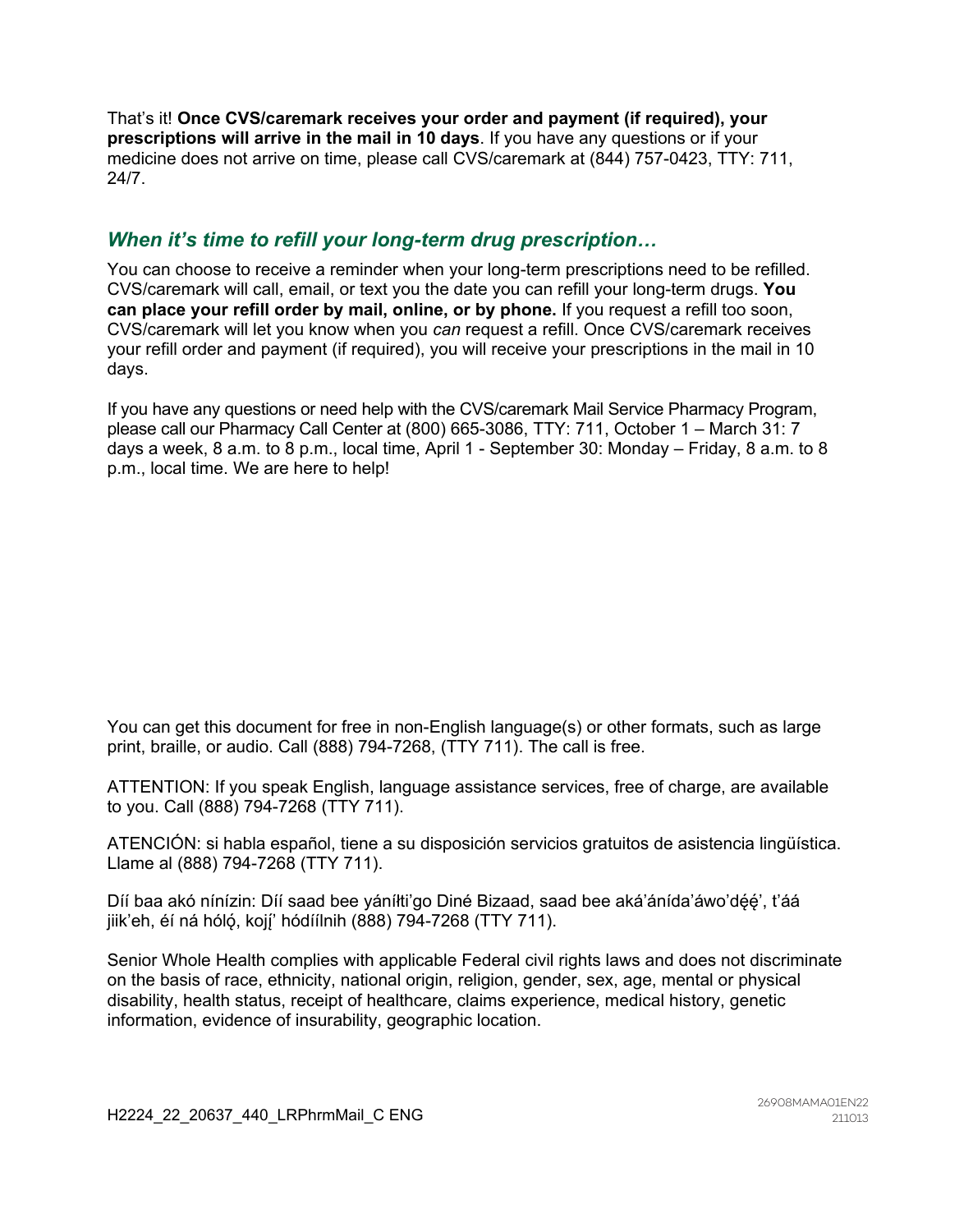That's it! **Once CVS/caremark receives your order and payment (if required), your prescriptions will arrive in the mail in 10 days**. If you have any questions or if your medicine does not arrive on time, please call CVS/caremark at (844) 757-0423, TTY: 711, 24/7.

## *When it's time to refill your long-term drug prescription…*

You can choose to receive a reminder when your long-term prescriptions need to be refilled. CVS/caremark will call, email, or text you the date you can refill your long-term drugs. **You can place your refill order by mail, online, or by phone.** If you request a refill too soon, CVS/caremark will let you know when you *can* request a refill. Once CVS/caremark receives your refill order and payment (if required), you will receive your prescriptions in the mail in 10 days.

If you have any questions or need help with the CVS/caremark Mail Service Pharmacy Program, please call our Pharmacy Call Center at (800) 665-3086, TTY: 711, October 1 – March 31: 7 days a week, 8 a.m. to 8 p.m., local time, April 1 - September 30: Monday – Friday, 8 a.m. to 8 p.m., local time. We are here to help!

You can get this document for free in non-English language(s) or other formats, such as large print, braille, or audio. Call (888) 794-7268, (TTY 711). The call is free.

ATTENTION: If you speak English, language assistance services, free of charge, are available to you. Call (888) 794-7268 (TTY 711).

ATENCIÓN: si habla español, tiene a su disposición servicios gratuitos de asistencia lingüística. Llame al (888) 794-7268 (TTY 711).

Díí baa akó nínízin: Díí saad bee yáníłti'go Diné Bizaad, saad bee áká'ánída'áwo'dę́ę́', t'áá jiik'eh, éí ná hóló̜, kojį' hódíílnih (888) 794-7268 (TTY 711).

Senior Whole Health complies with applicable Federal civil rights laws and does not discriminate on the basis of race, ethnicity, national origin, religion, gender, sex, age, mental or physical disability, health status, receipt of healthcare, claims experience, medical history, genetic information, evidence of insurability, geographic location.

H2224_22_20637_440_LRPhrmMail_C ENG

26908MAMA01EN22
211013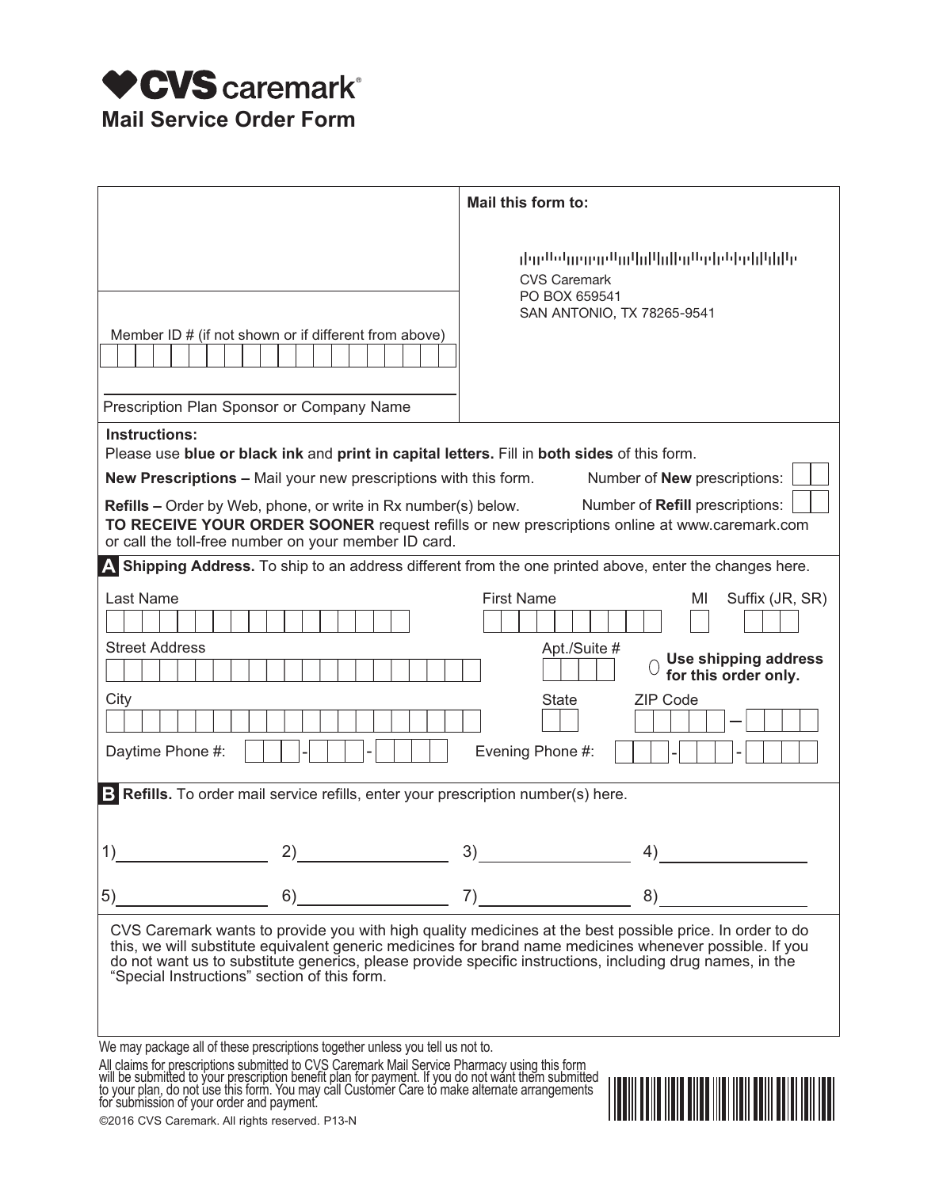# CVS caremark

## Mail Service Order Form

| | Mail this form to: |
|---|---|
| | CVS Caremark<br>PO BOX 659541<br>SAN ANTONIO, TX 78265-9541 |
| Member ID # (if not shown or if different from above) | |
| Prescription Plan Sponsor or Company Name | |

**Instructions:**

Please use **blue or black ink** and **print in capital letters.** Fill in **both sides** of this form.

**New Prescriptions –** Mail your new prescriptions with this form. Number of **New** prescriptions:

**Refills –** Order by Web, phone, or write in Rx number(s) below. Number of **Refill** prescriptions:

**TO RECEIVE YOUR ORDER SOONER** request refills or new prescriptions online at www.caremark.com or call the toll-free number on your member ID card.

**A** **Shipping Address.** To ship to an address different from the one printed above, enter the changes here.

Last Name | First Name | MI | Suffix (JR, SR)

Street Address | Apt./Suite # | ○ **Use shipping address for this order only.**

City | State | ZIP Code

Daytime Phone #: ___-___-____ Evening Phone #: ___-___-____

**B** **Refills.** To order mail service refills, enter your prescription number(s) here.

1)\_\_\_\_\_\_\_\_ 2)\_\_\_\_\_\_\_\_ 3)\_\_\_\_\_\_\_\_ 4)\_\_\_\_\_\_\_\_

5)\_\_\_\_\_\_\_\_ 6)\_\_\_\_\_\_\_\_ 7)\_\_\_\_\_\_\_\_ 8)\_\_\_\_\_\_\_\_

CVS Caremark wants to provide you with high quality medicines at the best possible price. In order to do this, we will substitute equivalent generic medicines for brand name medicines whenever possible. If you do not want us to substitute generics, please provide specific instructions, including drug names, in the "Special Instructions" section of this form.

We may package all of these prescriptions together unless you tell us not to.

All claims for prescriptions submitted to CVS Caremark Mail Service Pharmacy using this form will be submitted to your prescription benefit plan for payment. If you do not want them submitted to your plan, do not use this form. You may call Customer Care to make alternate arrangements for submission of your order and payment.

©2016 CVS Caremark. All rights reserved. P13-N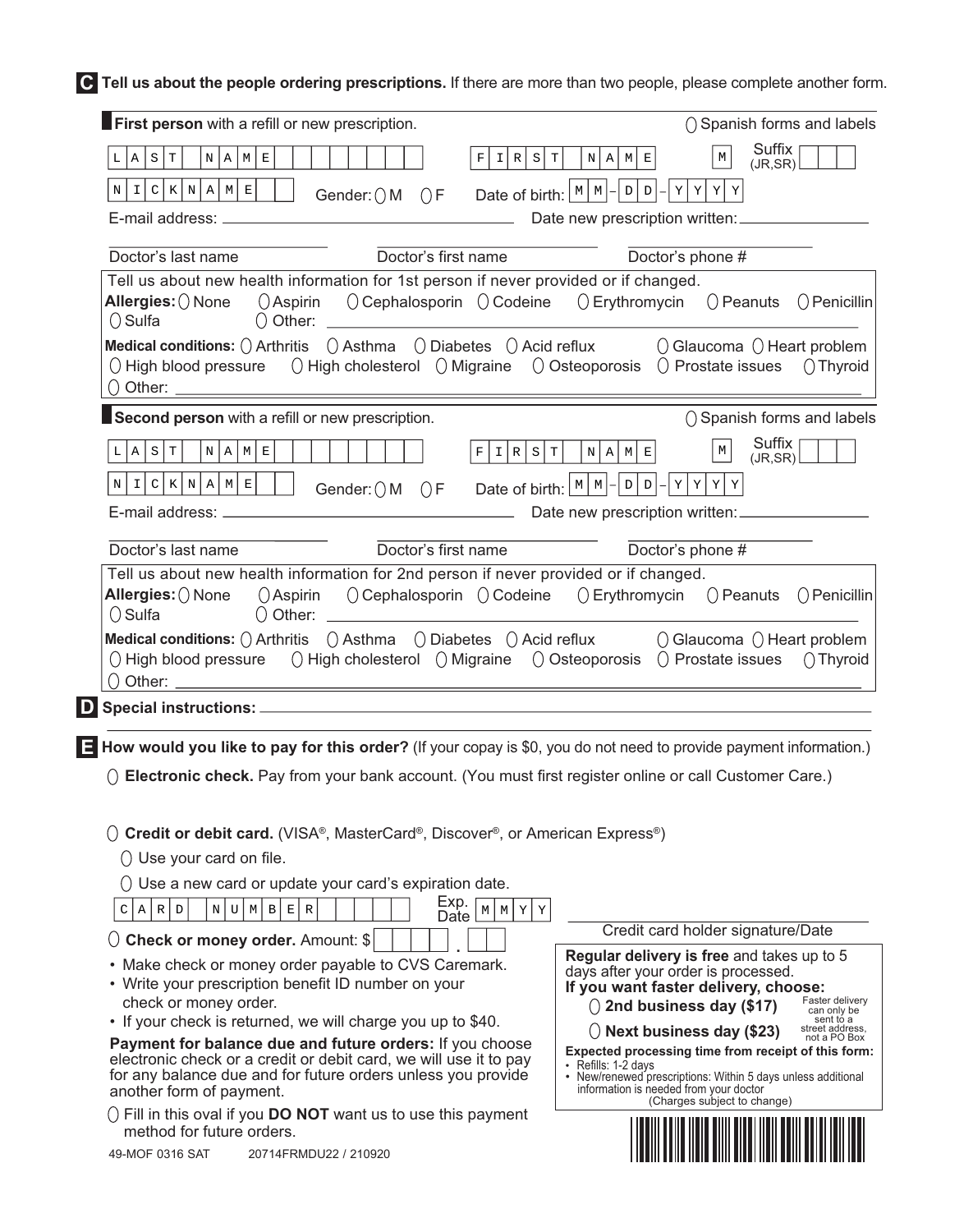**C Tell us about the people ordering prescriptions.** If there are more than two people, please complete another form.

**First person** with a refill or new prescription. ◯ Spanish forms and labels

LAST NAME ______ FIRST NAME ______ M ___ Suffix (JR,SR) ______

NICKNAME ______ Gender: ◯ M ◯ F Date of birth: MM – DD – YYYY

E-mail address: ______ Date new prescription written: ______

Doctor's last name ______ Doctor's first name ______ Doctor's phone # ______

Tell us about new health information for 1st person if never provided or if changed.

**Allergies:** ◯ None ◯ Aspirin ◯ Cephalosporin ◯ Codeine ◯ Erythromycin ◯ Peanuts ◯ Penicillin ◯ Sulfa ◯ Other: ______

**Medical conditions:** ◯ Arthritis ◯ Asthma ◯ Diabetes ◯ Acid reflux ◯ Glaucoma ◯ Heart problem ◯ High blood pressure ◯ High cholesterol ◯ Migraine ◯ Osteoporosis ◯ Prostate issues ◯ Thyroid ◯ Other: ______

**Second person** with a refill or new prescription. ◯ Spanish forms and labels

LAST NAME ______ FIRST NAME ______ M ___ Suffix (JR,SR) ______

NICKNAME ______ Gender: ◯ M ◯ F Date of birth: MM – DD – YYYY

E-mail address: ______ Date new prescription written: ______

Doctor's last name ______ Doctor's first name ______ Doctor's phone # ______

Tell us about new health information for 2nd person if never provided or if changed.

**Allergies:** ◯ None ◯ Aspirin ◯ Cephalosporin ◯ Codeine ◯ Erythromycin ◯ Peanuts ◯ Penicillin ◯ Sulfa ◯ Other: ______

**Medical conditions:** ◯ Arthritis ◯ Asthma ◯ Diabetes ◯ Acid reflux ◯ Glaucoma ◯ Heart problem ◯ High blood pressure ◯ High cholesterol ◯ Migraine ◯ Osteoporosis ◯ Prostate issues ◯ Thyroid ◯ Other: ______

**D Special instructions:** ______

**E How would you like to pay for this order?** (If your copay is $0, you do not need to provide payment information.)

◯ **Electronic check.** Pay from your bank account. (You must first register online or call Customer Care.)

◯ **Credit or debit card.** (VISA®, MasterCard®, Discover®, or American Express®)

◯ Use your card on file.

◯ Use a new card or update your card's expiration date.

CARD NUMBER ______ Exp. Date MMYY

Credit card holder signature/Date ______

◯ **Check or money order.** Amount: $______.___

- Make check or money order payable to CVS Caremark.
- Write your prescription benefit ID number on your check or money order.
- If your check is returned, we will charge you up to $40.

**Payment for balance due and future orders:** If you choose electronic check or a credit or debit card, we will use it to pay for any balance due and for future orders unless you provide another form of payment.

◯ Fill in this oval if you **DO NOT** want us to use this payment method for future orders.

**Regular delivery is free** and takes up to 5 days after your order is processed.

**If you want faster delivery, choose:**

◯ **2nd business day ($17)**

◯ **Next business day ($23)**

Faster delivery can only be sent to a street address, not a PO Box

**Expected processing time from receipt of this form:**

- Refills: 1-2 days
- New/renewed prescriptions: Within 5 days unless additional information is needed from your doctor

(Charges subject to change)

49-MOF 0316 SAT 20714FRMDU22 / 210920